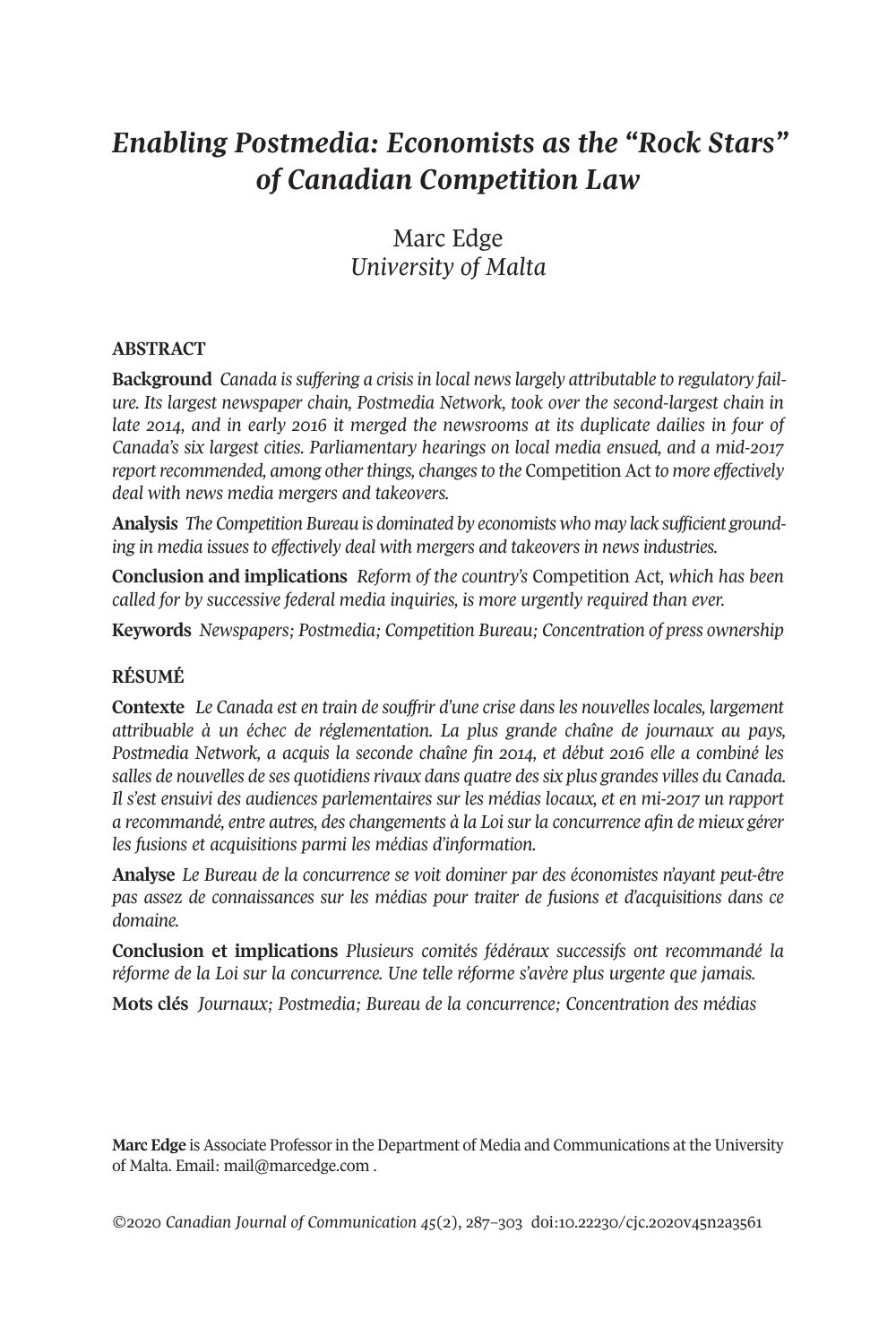# *Enabling Postmedia: Economists as the "Rock Stars" of Canadian Competition Law*

Marc Edge
*University of Malta*

## ABSTRACT

**Background** *Canada is suffering a crisis in local news largely attributable to regulatory failure. Its largest newspaper chain, Postmedia Network, took over the second-largest chain in late 2014, and in early 2016 it merged the newsrooms at its duplicate dailies in four of Canada's six largest cities. Parliamentary hearings on local media ensued, and a mid-2017 report recommended, among other things, changes to the* Competition Act *to more effectively deal with news media mergers and takeovers.*

**Analysis** *The Competition Bureau is dominated by economists who may lack sufficient grounding in media issues to effectively deal with mergers and takeovers in news industries.*

**Conclusion and implications** *Reform of the country's* Competition Act, *which has been called for by successive federal media inquiries, is more urgently required than ever.*

**Keywords** *Newspapers; Postmedia; Competition Bureau; Concentration of press ownership*

## RÉSUMÉ

**Contexte** *Le Canada est en train de souffrir d'une crise dans les nouvelles locales, largement attribuable à un échec de réglementation. La plus grande chaîne de journaux au pays, Postmedia Network, a acquis la seconde chaîne fin 2014, et début 2016 elle a combiné les salles de nouvelles de ses quotidiens rivaux dans quatre des six plus grandes villes du Canada. Il s'est ensuivi des audiences parlementaires sur les médias locaux, et en mi-2017 un rapport a recommandé, entre autres, des changements à la Loi sur la concurrence afin de mieux gérer les fusions et acquisitions parmi les médias d'information.*

**Analyse** *Le Bureau de la concurrence se voit dominer par des économistes n'ayant peut-être pas assez de connaissances sur les médias pour traiter de fusions et d'acquisitions dans ce domaine.*

**Conclusion et implications** *Plusieurs comités fédéraux successifs ont recommandé la réforme de la Loi sur la concurrence. Une telle réforme s'avère plus urgente que jamais.*

**Mots clés** *Journaux; Postmedia; Bureau de la concurrence; Concentration des médias*

**Marc Edge** is Associate Professor in the Department of Media and Communications at the University of Malta. Email: mail@marcedge.com .

©2020 *Canadian Journal of Communication 45*(2), 287–303 doi:10.22230/cjc.2020v45n2a3561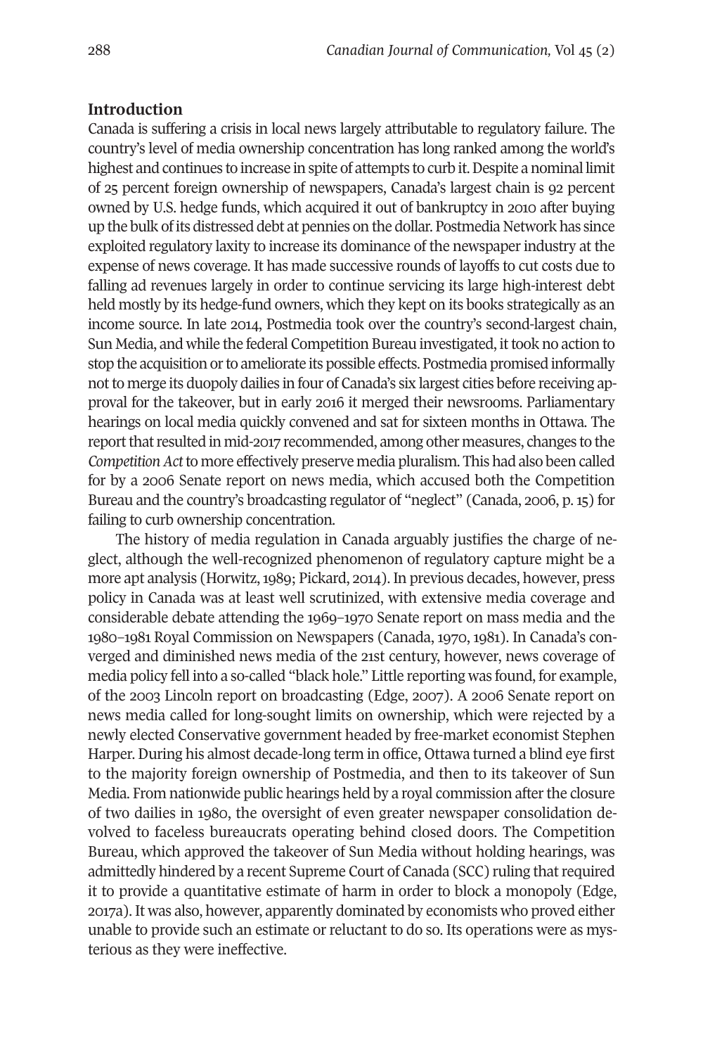## Introduction

Canada is suffering a crisis in local news largely attributable to regulatory failure. The country's level of media ownership concentration has long ranked among the world's highest and continues to increase in spite of attempts to curb it. Despite a nominal limit of 25 percent foreign ownership of newspapers, Canada's largest chain is 92 percent owned by U.S. hedge funds, which acquired it out of bankruptcy in 2010 after buying up the bulk of its distressed debt at pennies on the dollar. Postmedia Network has since exploited regulatory laxity to increase its dominance of the newspaper industry at the expense of news coverage. It has made successive rounds of layoffs to cut costs due to falling ad revenues largely in order to continue servicing its large high-interest debt held mostly by its hedge-fund owners, which they kept on its books strategically as an income source. In late 2014, Postmedia took over the country's second-largest chain, Sun Media, and while the federal Competition Bureau investigated, it took no action to stop the acquisition or to ameliorate its possible effects. Postmedia promised informally not to merge its duopoly dailies in four of Canada's six largest cities before receiving approval for the takeover, but in early 2016 it merged their newsrooms. Parliamentary hearings on local media quickly convened and sat for sixteen months in Ottawa. The report that resulted in mid-2017 recommended, among other measures, changes to the *Competition Act* to more effectively preserve media pluralism. This had also been called for by a 2006 Senate report on news media, which accused both the Competition Bureau and the country's broadcasting regulator of "neglect" (Canada, 2006, p. 15) for failing to curb ownership concentration.

The history of media regulation in Canada arguably justifies the charge of neglect, although the well-recognized phenomenon of regulatory capture might be a more apt analysis (Horwitz, 1989; Pickard, 2014). In previous decades, however, press policy in Canada was at least well scrutinized, with extensive media coverage and considerable debate attending the 1969–1970 Senate report on mass media and the 1980–1981 Royal Commission on Newspapers (Canada, 1970, 1981). In Canada's converged and diminished news media of the 21st century, however, news coverage of media policy fell into a so-called "black hole." Little reporting was found, for example, of the 2003 Lincoln report on broadcasting (Edge, 2007). A 2006 Senate report on news media called for long-sought limits on ownership, which were rejected by a newly elected Conservative government headed by free-market economist Stephen Harper. During his almost decade-long term in office, Ottawa turned a blind eye first to the majority foreign ownership of Postmedia, and then to its takeover of Sun Media. From nationwide public hearings held by a royal commission after the closure of two dailies in 1980, the oversight of even greater newspaper consolidation devolved to faceless bureaucrats operating behind closed doors. The Competition Bureau, which approved the takeover of Sun Media without holding hearings, was admittedly hindered by a recent Supreme Court of Canada (SCC) ruling that required it to provide a quantitative estimate of harm in order to block a monopoly (Edge, 2017a). It was also, however, apparently dominated by economists who proved either unable to provide such an estimate or reluctant to do so. Its operations were as mysterious as they were ineffective.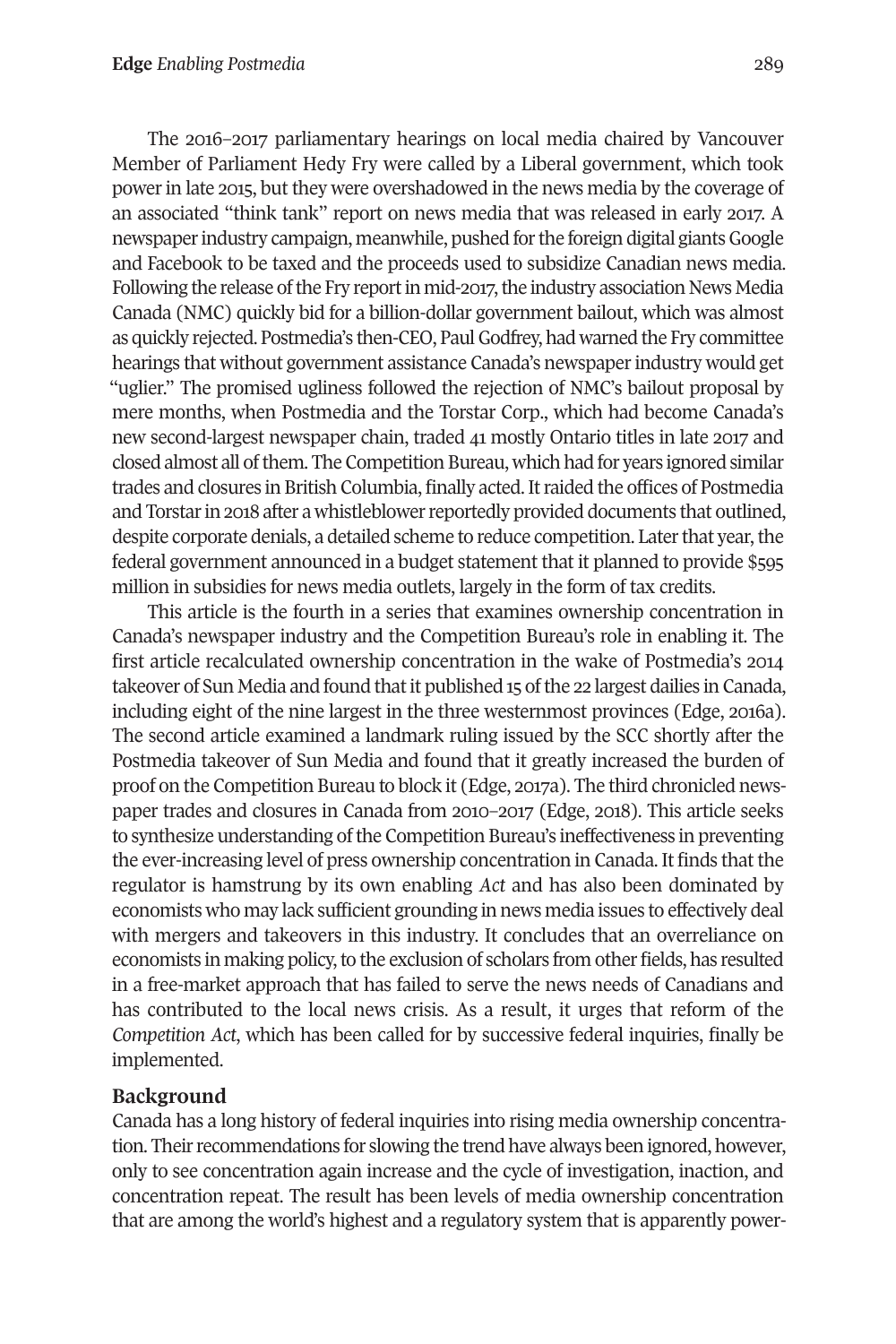The 2016–2017 parliamentary hearings on local media chaired by Vancouver Member of Parliament Hedy Fry were called by a Liberal government, which took power in late 2015, but they were overshadowed in the news media by the coverage of an associated "think tank" report on news media that was released in early 2017. A newspaper industry campaign, meanwhile, pushed for the foreign digital giants Google and Facebook to be taxed and the proceeds used to subsidize Canadian news media. Following the release of the Fry report in mid-2017, the industry association News Media Canada (NMC) quickly bid for a billion-dollar government bailout, which was almost as quickly rejected. Postmedia's then-CEO, Paul Godfrey, had warned the Fry committee hearings that without government assistance Canada's newspaper industry would get "uglier." The promised ugliness followed the rejection of NMC's bailout proposal by mere months, when Postmedia and the Torstar Corp., which had become Canada's new second-largest newspaper chain, traded 41 mostly Ontario titles in late 2017 and closed almost all of them. The Competition Bureau, which had for years ignored similar trades and closures in British Columbia, finally acted. It raided the offices of Postmedia and Torstar in 2018 after a whistleblower reportedly provided documents that outlined, despite corporate denials, a detailed scheme to reduce competition. Later that year, the federal government announced in a budget statement that it planned to provide $595 million in subsidies for news media outlets, largely in the form of tax credits.

This article is the fourth in a series that examines ownership concentration in Canada's newspaper industry and the Competition Bureau's role in enabling it. The first article recalculated ownership concentration in the wake of Postmedia's 2014 takeover of Sun Media and found that it published 15 of the 22 largest dailies in Canada, including eight of the nine largest in the three westernmost provinces (Edge, 2016a). The second article examined a landmark ruling issued by the SCC shortly after the Postmedia takeover of Sun Media and found that it greatly increased the burden of proof on the Competition Bureau to block it (Edge, 2017a). The third chronicled newspaper trades and closures in Canada from 2010–2017 (Edge, 2018). This article seeks to synthesize understanding of the Competition Bureau's ineffectiveness in preventing the ever-increasing level of press ownership concentration in Canada. It finds that the regulator is hamstrung by its own enabling *Act* and has also been dominated by economists who may lack sufficient grounding in news media issues to effectively deal with mergers and takeovers in this industry. It concludes that an overreliance on economists in making policy, to the exclusion of scholars from other fields, has resulted in a free-market approach that has failed to serve the news needs of Canadians and has contributed to the local news crisis. As a result, it urges that reform of the *Competition Act*, which has been called for by successive federal inquiries, finally be implemented.

## Background

Canada has a long history of federal inquiries into rising media ownership concentration. Their recommendations for slowing the trend have always been ignored, however, only to see concentration again increase and the cycle of investigation, inaction, and concentration repeat. The result has been levels of media ownership concentration that are among the world's highest and a regulatory system that is apparently power-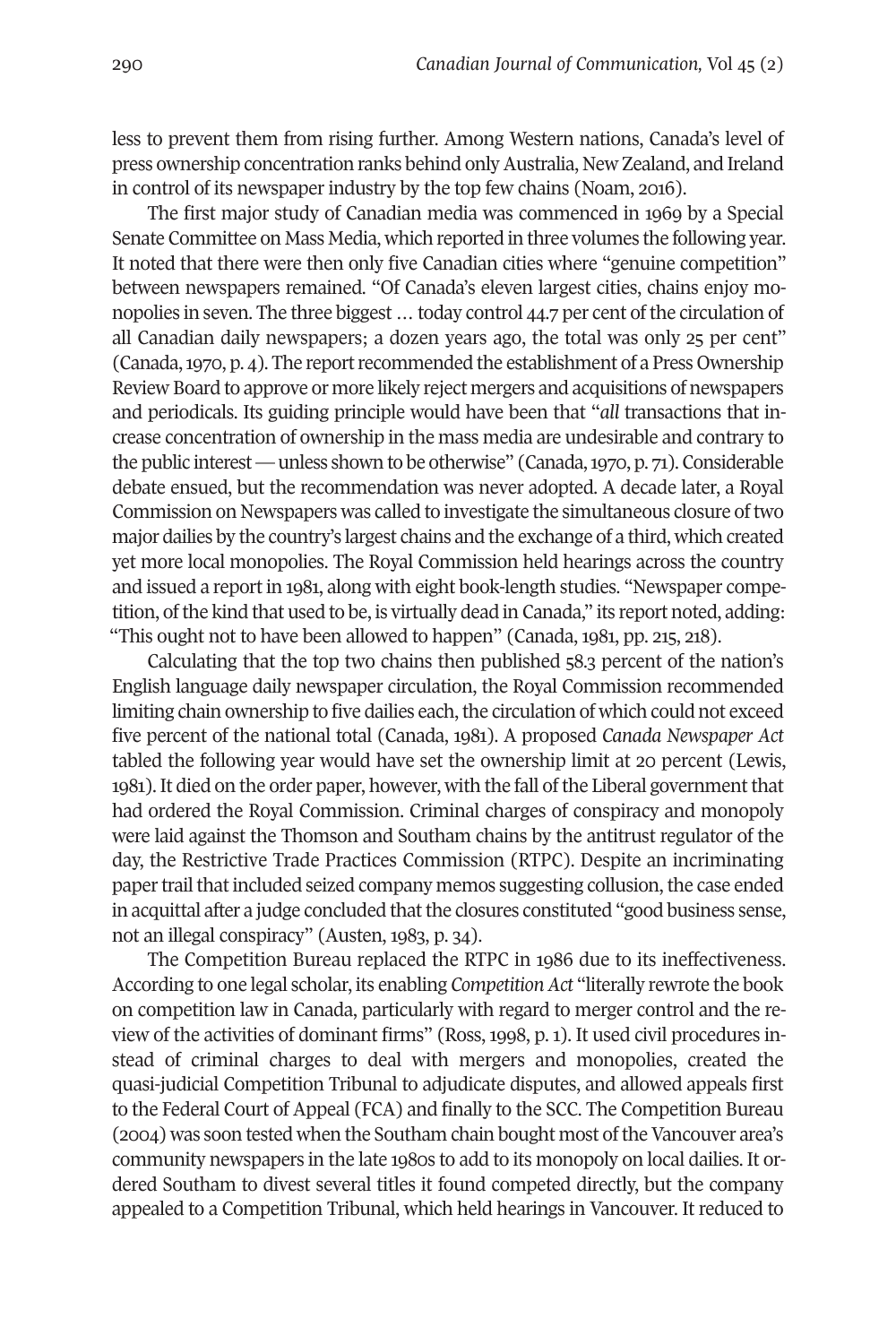less to prevent them from rising further. Among Western nations, Canada's level of press ownership concentration ranks behind only Australia, New Zealand, and Ireland in control of its newspaper industry by the top few chains (Noam, 2016).

The first major study of Canadian media was commenced in 1969 by a Special Senate Committee on Mass Media, which reported in three volumes the following year. It noted that there were then only five Canadian cities where "genuine competition" between newspapers remained. "Of Canada's eleven largest cities, chains enjoy monopolies in seven. The three biggest … today control 44.7 per cent of the circulation of all Canadian daily newspapers; a dozen years ago, the total was only 25 per cent" (Canada, 1970, p. 4). The report recommended the establishment of a Press Ownership Review Board to approve or more likely reject mergers and acquisitions of newspapers and periodicals. Its guiding principle would have been that "*all* transactions that increase concentration of ownership in the mass media are undesirable and contrary to the public interest — unless shown to be otherwise" (Canada, 1970, p. 71). Considerable debate ensued, but the recommendation was never adopted. A decade later, a Royal Commission on Newspapers was called to investigate the simultaneous closure of two major dailies by the country's largest chains and the exchange of a third, which created yet more local monopolies. The Royal Commission held hearings across the country and issued a report in 1981, along with eight book-length studies. "Newspaper competition, of the kind that used to be, is virtually dead in Canada," its report noted, adding: "This ought not to have been allowed to happen" (Canada, 1981, pp. 215, 218).

Calculating that the top two chains then published 58.3 percent of the nation's English language daily newspaper circulation, the Royal Commission recommended limiting chain ownership to five dailies each, the circulation of which could not exceed five percent of the national total (Canada, 1981). A proposed *Canada Newspaper Act* tabled the following year would have set the ownership limit at 20 percent (Lewis, 1981). It died on the order paper, however, with the fall of the Liberal government that had ordered the Royal Commission. Criminal charges of conspiracy and monopoly were laid against the Thomson and Southam chains by the antitrust regulator of the day, the Restrictive Trade Practices Commission (RTPC). Despite an incriminating paper trail that included seized company memos suggesting collusion, the case ended in acquittal after a judge concluded that the closures constituted "good business sense, not an illegal conspiracy" (Austen, 1983, p. 34).

The Competition Bureau replaced the RTPC in 1986 due to its ineffectiveness. According to one legal scholar, its enabling *Competition Act* "literally rewrote the book on competition law in Canada, particularly with regard to merger control and the review of the activities of dominant firms" (Ross, 1998, p. 1). It used civil procedures instead of criminal charges to deal with mergers and monopolies, created the quasi-judicial Competition Tribunal to adjudicate disputes, and allowed appeals first to the Federal Court of Appeal (FCA) and finally to the SCC. The Competition Bureau (2004) was soon tested when the Southam chain bought most of the Vancouver area's community newspapers in the late 1980s to add to its monopoly on local dailies. It ordered Southam to divest several titles it found competed directly, but the company appealed to a Competition Tribunal, which held hearings in Vancouver. It reduced to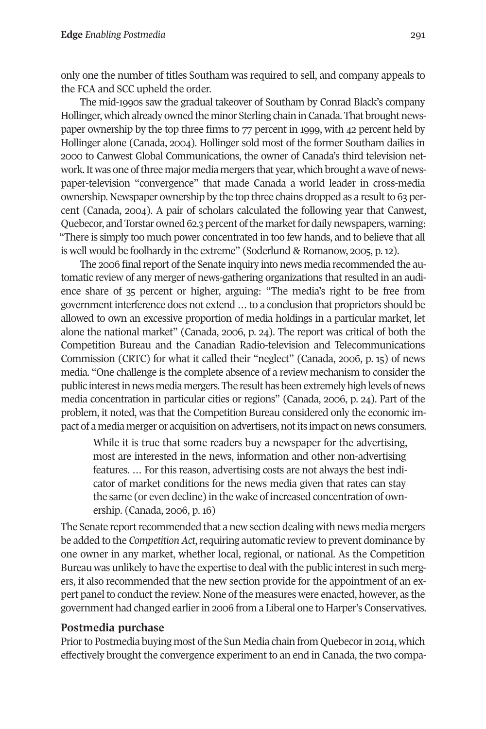only one the number of titles Southam was required to sell, and company appeals to the FCA and SCC upheld the order.

The mid-1990s saw the gradual takeover of Southam by Conrad Black's company Hollinger, which already owned the minor Sterling chain in Canada. That brought newspaper ownership by the top three firms to 77 percent in 1999, with 42 percent held by Hollinger alone (Canada, 2004). Hollinger sold most of the former Southam dailies in 2000 to Canwest Global Communications, the owner of Canada's third television network. It was one of three major media mergers that year, which brought a wave of newspaper-television "convergence" that made Canada a world leader in cross-media ownership. Newspaper ownership by the top three chains dropped as a result to 63 percent (Canada, 2004). A pair of scholars calculated the following year that Canwest, Quebecor, and Torstar owned 62.3 percent of the market for daily newspapers, warning: "There is simply too much power concentrated in too few hands, and to believe that all is well would be foolhardy in the extreme" (Soderlund & Romanow, 2005, p. 12).

The 2006 final report of the Senate inquiry into news media recommended the automatic review of any merger of news-gathering organizations that resulted in an audience share of 35 percent or higher, arguing: "The media's right to be free from government interference does not extend … to a conclusion that proprietors should be allowed to own an excessive proportion of media holdings in a particular market, let alone the national market" (Canada, 2006, p. 24). The report was critical of both the Competition Bureau and the Canadian Radio-television and Telecommunications Commission (CRTC) for what it called their "neglect" (Canada, 2006, p. 15) of news media. "One challenge is the complete absence of a review mechanism to consider the public interest in news media mergers. The result has been extremely high levels of news media concentration in particular cities or regions" (Canada, 2006, p. 24). Part of the problem, it noted, was that the Competition Bureau considered only the economic impact of a media merger or acquisition on advertisers, not its impact on news consumers.

> While it is true that some readers buy a newspaper for the advertising, most are interested in the news, information and other non-advertising features. … For this reason, advertising costs are not always the best indicator of market conditions for the news media given that rates can stay the same (or even decline) in the wake of increased concentration of ownership. (Canada, 2006, p. 16)

The Senate report recommended that a new section dealing with news media mergers be added to the *Competition Act*, requiring automatic review to prevent dominance by one owner in any market, whether local, regional, or national. As the Competition Bureau was unlikely to have the expertise to deal with the public interest in such mergers, it also recommended that the new section provide for the appointment of an expert panel to conduct the review. None of the measures were enacted, however, as the government had changed earlier in 2006 from a Liberal one to Harper's Conservatives.

## Postmedia purchase

Prior to Postmedia buying most of the Sun Media chain from Quebecor in 2014, which effectively brought the convergence experiment to an end in Canada, the two compa-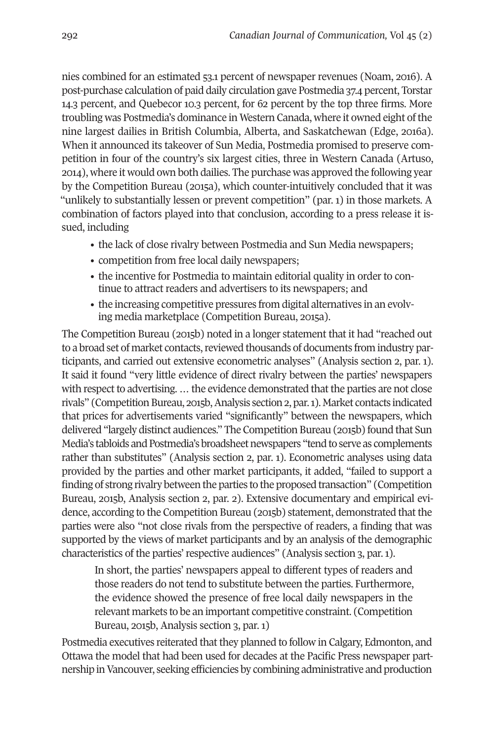nies combined for an estimated 53.1 percent of newspaper revenues (Noam, 2016). A post-purchase calculation of paid daily circulation gave Postmedia 37.4 percent, Torstar 14.3 percent, and Quebecor 10.3 percent, for 62 percent by the top three firms. More troubling was Postmedia's dominance in Western Canada, where it owned eight of the nine largest dailies in British Columbia, Alberta, and Saskatchewan (Edge, 2016a). When it announced its takeover of Sun Media, Postmedia promised to preserve competition in four of the country's six largest cities, three in Western Canada (Artuso, 2014), where it would own both dailies. The purchase was approved the following year by the Competition Bureau (2015a), which counter-intuitively concluded that it was "unlikely to substantially lessen or prevent competition" (par. 1) in those markets. A combination of factors played into that conclusion, according to a press release it issued, including

- the lack of close rivalry between Postmedia and Sun Media newspapers;
- competition from free local daily newspapers;
- the incentive for Postmedia to maintain editorial quality in order to continue to attract readers and advertisers to its newspapers; and
- the increasing competitive pressures from digital alternatives in an evolving media marketplace (Competition Bureau, 2015a).

The Competition Bureau (2015b) noted in a longer statement that it had "reached out to a broad set of market contacts, reviewed thousands of documents from industry participants, and carried out extensive econometric analyses" (Analysis section 2, par. 1). It said it found "very little evidence of direct rivalry between the parties' newspapers with respect to advertising. … the evidence demonstrated that the parties are not close rivals" (Competition Bureau, 2015b, Analysis section 2, par. 1). Market contacts indicated that prices for advertisements varied "significantly" between the newspapers, which delivered "largely distinct audiences." The Competition Bureau (2015b) found that Sun Media's tabloids and Postmedia's broadsheet newspapers "tend to serve as complements rather than substitutes" (Analysis section 2, par. 1). Econometric analyses using data provided by the parties and other market participants, it added, "failed to support a finding of strong rivalry between the parties to the proposed transaction" (Competition Bureau, 2015b, Analysis section 2, par. 2). Extensive documentary and empirical evidence, according to the Competition Bureau (2015b) statement, demonstrated that the parties were also "not close rivals from the perspective of readers, a finding that was supported by the views of market participants and by an analysis of the demographic characteristics of the parties' respective audiences" (Analysis section 3, par. 1).

> In short, the parties' newspapers appeal to different types of readers and those readers do not tend to substitute between the parties. Furthermore, the evidence showed the presence of free local daily newspapers in the relevant markets to be an important competitive constraint. (Competition Bureau, 2015b, Analysis section 3, par. 1)

Postmedia executives reiterated that they planned to follow in Calgary, Edmonton, and Ottawa the model that had been used for decades at the Pacific Press newspaper partnership in Vancouver, seeking efficiencies by combining administrative and production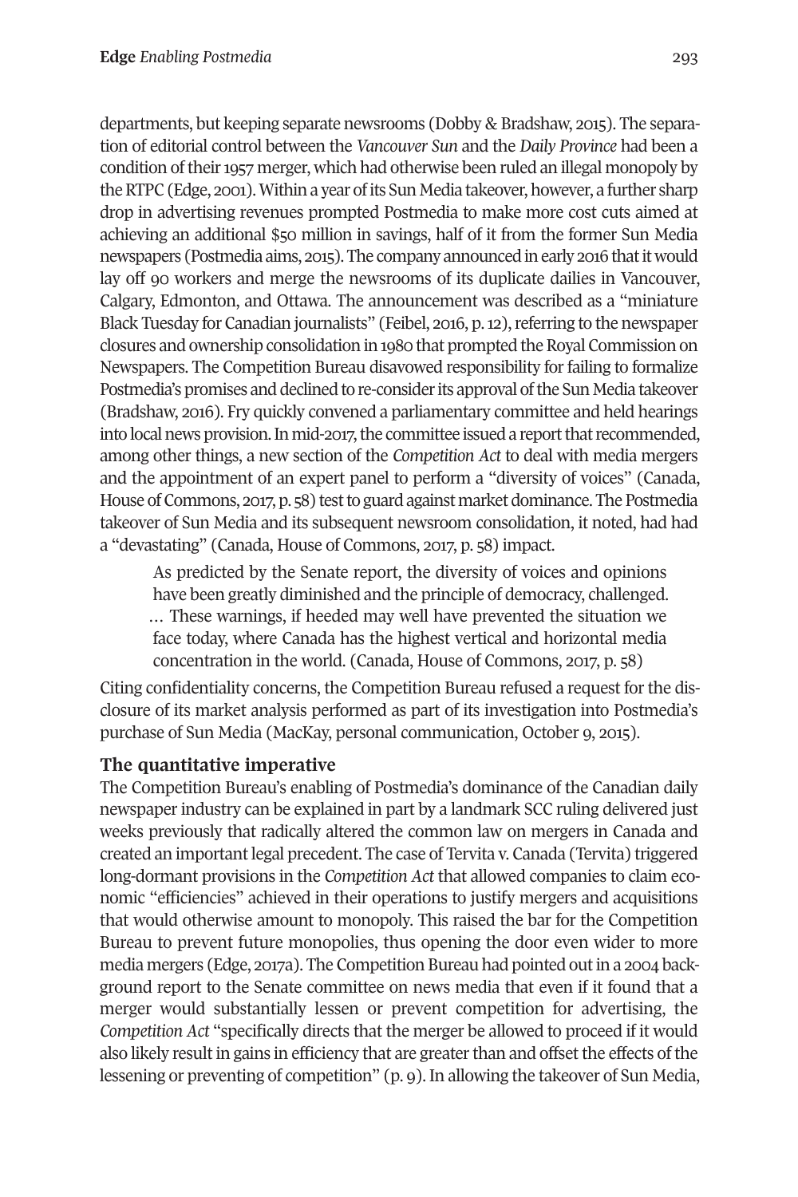departments, but keeping separate newsrooms (Dobby & Bradshaw, 2015). The separation of editorial control between the *Vancouver Sun* and the *Daily Province* had been a condition of their 1957 merger, which had otherwise been ruled an illegal monopoly by the RTPC (Edge, 2001). Within a year of its Sun Media takeover, however, a further sharp drop in advertising revenues prompted Postmedia to make more cost cuts aimed at achieving an additional $50 million in savings, half of it from the former Sun Media newspapers (Postmedia aims, 2015). The company announced in early 2016 that it would lay off 90 workers and merge the newsrooms of its duplicate dailies in Vancouver, Calgary, Edmonton, and Ottawa. The announcement was described as a "miniature Black Tuesday for Canadian journalists" (Feibel, 2016, p. 12), referring to the newspaper closures and ownership consolidation in 1980 that prompted the Royal Commission on Newspapers. The Competition Bureau disavowed responsibility for failing to formalize Postmedia's promises and declined to re-consider its approval of the Sun Media takeover (Bradshaw, 2016). Fry quickly convened a parliamentary committee and held hearings into local news provision. In mid-2017, the committee issued a report that recommended, among other things, a new section of the *Competition Act* to deal with media mergers and the appointment of an expert panel to perform a "diversity of voices" (Canada, House of Commons, 2017, p. 58) test to guard against market dominance. The Postmedia takeover of Sun Media and its subsequent newsroom consolidation, it noted, had had a "devastating" (Canada, House of Commons, 2017, p. 58) impact.

> As predicted by the Senate report, the diversity of voices and opinions have been greatly diminished and the principle of democracy, challenged. … These warnings, if heeded may well have prevented the situation we face today, where Canada has the highest vertical and horizontal media concentration in the world. (Canada, House of Commons, 2017, p. 58)

Citing confidentiality concerns, the Competition Bureau refused a request for the disclosure of its market analysis performed as part of its investigation into Postmedia's purchase of Sun Media (MacKay, personal communication, October 9, 2015).

## The quantitative imperative

The Competition Bureau's enabling of Postmedia's dominance of the Canadian daily newspaper industry can be explained in part by a landmark SCC ruling delivered just weeks previously that radically altered the common law on mergers in Canada and created an important legal precedent. The case of Tervita v. Canada (Tervita) triggered long-dormant provisions in the *Competition Act* that allowed companies to claim economic "efficiencies" achieved in their operations to justify mergers and acquisitions that would otherwise amount to monopoly. This raised the bar for the Competition Bureau to prevent future monopolies, thus opening the door even wider to more media mergers (Edge, 2017a). The Competition Bureau had pointed out in a 2004 background report to the Senate committee on news media that even if it found that a merger would substantially lessen or prevent competition for advertising, the *Competition Act* "specifically directs that the merger be allowed to proceed if it would also likely result in gains in efficiency that are greater than and offset the effects of the lessening or preventing of competition" (p. 9). In allowing the takeover of Sun Media,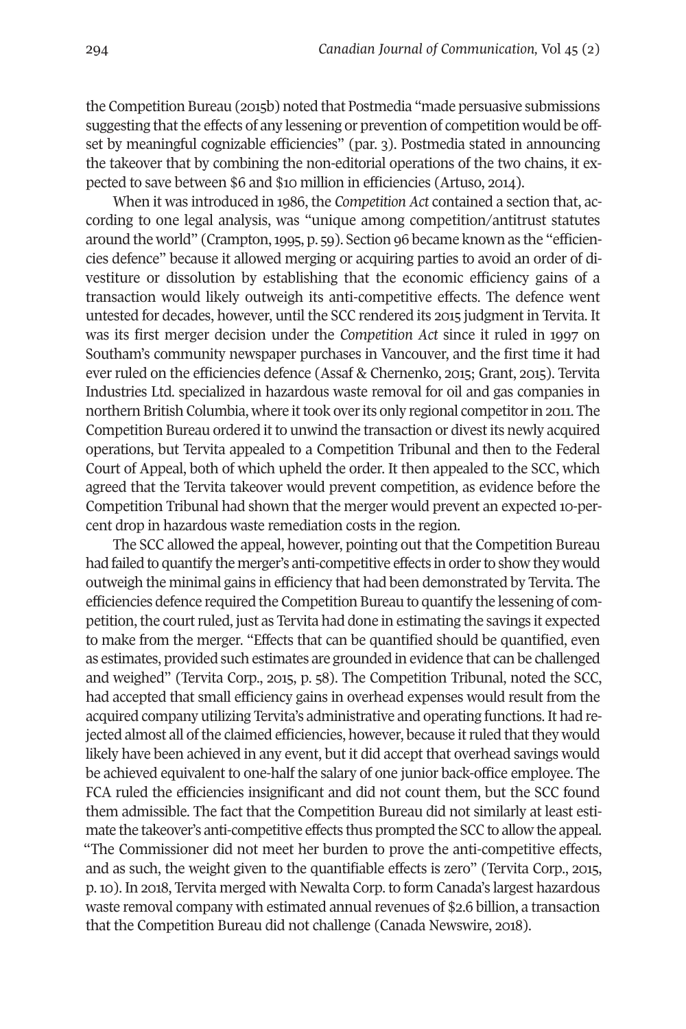the Competition Bureau (2015b) noted that Postmedia "made persuasive submissions suggesting that the effects of any lessening or prevention of competition would be offset by meaningful cognizable efficiencies" (par. 3). Postmedia stated in announcing the takeover that by combining the non-editorial operations of the two chains, it expected to save between $6 and $10 million in efficiencies (Artuso, 2014).

When it was introduced in 1986, the *Competition Act* contained a section that, according to one legal analysis, was "unique among competition/antitrust statutes around the world" (Crampton, 1995, p. 59). Section 96 became known as the "efficiencies defence" because it allowed merging or acquiring parties to avoid an order of divestiture or dissolution by establishing that the economic efficiency gains of a transaction would likely outweigh its anti-competitive effects. The defence went untested for decades, however, until the SCC rendered its 2015 judgment in Tervita. It was its first merger decision under the *Competition Act* since it ruled in 1997 on Southam's community newspaper purchases in Vancouver, and the first time it had ever ruled on the efficiencies defence (Assaf & Chernenko, 2015; Grant, 2015). Tervita Industries Ltd. specialized in hazardous waste removal for oil and gas companies in northern British Columbia, where it took over its only regional competitor in 2011. The Competition Bureau ordered it to unwind the transaction or divest its newly acquired operations, but Tervita appealed to a Competition Tribunal and then to the Federal Court of Appeal, both of which upheld the order. It then appealed to the SCC, which agreed that the Tervita takeover would prevent competition, as evidence before the Competition Tribunal had shown that the merger would prevent an expected 10-percent drop in hazardous waste remediation costs in the region.

The SCC allowed the appeal, however, pointing out that the Competition Bureau had failed to quantify the merger's anti-competitive effects in order to show they would outweigh the minimal gains in efficiency that had been demonstrated by Tervita. The efficiencies defence required the Competition Bureau to quantify the lessening of competition, the court ruled, just as Tervita had done in estimating the savings it expected to make from the merger. "Effects that can be quantified should be quantified, even as estimates, provided such estimates are grounded in evidence that can be challenged and weighed" (Tervita Corp., 2015, p. 58). The Competition Tribunal, noted the SCC, had accepted that small efficiency gains in overhead expenses would result from the acquired company utilizing Tervita's administrative and operating functions. It had rejected almost all of the claimed efficiencies, however, because it ruled that they would likely have been achieved in any event, but it did accept that overhead savings would be achieved equivalent to one-half the salary of one junior back-office employee. The FCA ruled the efficiencies insignificant and did not count them, but the SCC found them admissible. The fact that the Competition Bureau did not similarly at least estimate the takeover's anti-competitive effects thus prompted the SCC to allow the appeal. "The Commissioner did not meet her burden to prove the anti-competitive effects, and as such, the weight given to the quantifiable effects is zero" (Tervita Corp., 2015, p. 10). In 2018, Tervita merged with Newalta Corp. to form Canada's largest hazardous waste removal company with estimated annual revenues of $2.6 billion, a transaction that the Competition Bureau did not challenge (Canada Newswire, 2018).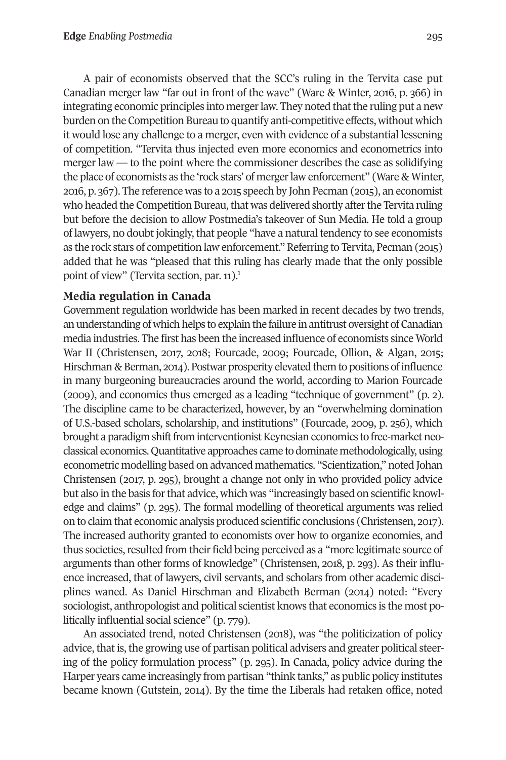A pair of economists observed that the SCC's ruling in the Tervita case put Canadian merger law "far out in front of the wave" (Ware & Winter, 2016, p. 366) in integrating economic principles into merger law. They noted that the ruling put a new burden on the Competition Bureau to quantify anti-competitive effects, without which it would lose any challenge to a merger, even with evidence of a substantial lessening of competition. "Tervita thus injected even more economics and econometrics into merger law — to the point where the commissioner describes the case as solidifying the place of economists as the 'rock stars' of merger law enforcement" (Ware & Winter, 2016, p. 367). The reference was to a 2015 speech by John Pecman (2015), an economist who headed the Competition Bureau, that was delivered shortly after the Tervita ruling but before the decision to allow Postmedia's takeover of Sun Media. He told a group of lawyers, no doubt jokingly, that people "have a natural tendency to see economists as the rock stars of competition law enforcement." Referring to Tervita, Pecman (2015) added that he was "pleased that this ruling has clearly made that the only possible point of view" (Tervita section, par. 11).[1]

### Media regulation in Canada

Government regulation worldwide has been marked in recent decades by two trends, an understanding of which helps to explain the failure in antitrust oversight of Canadian media industries. The first has been the increased influence of economists since World War II (Christensen, 2017, 2018; Fourcade, 2009; Fourcade, Ollion, & Algan, 2015; Hirschman & Berman, 2014). Postwar prosperity elevated them to positions of influence in many burgeoning bureaucracies around the world, according to Marion Fourcade (2009), and economics thus emerged as a leading "technique of government" (p. 2). The discipline came to be characterized, however, by an "overwhelming domination of U.S.-based scholars, scholarship, and institutions" (Fourcade, 2009, p. 256), which brought a paradigm shift from interventionist Keynesian economics to free-market neoclassical economics. Quantitative approaches came to dominate methodologically, using econometric modelling based on advanced mathematics. "Scientization," noted Johan Christensen (2017, p. 295), brought a change not only in who provided policy advice but also in the basis for that advice, which was "increasingly based on scientific knowledge and claims" (p. 295). The formal modelling of theoretical arguments was relied on to claim that economic analysis produced scientific conclusions (Christensen, 2017). The increased authority granted to economists over how to organize economies, and thus societies, resulted from their field being perceived as a "more legitimate source of arguments than other forms of knowledge" (Christensen, 2018, p. 293). As their influence increased, that of lawyers, civil servants, and scholars from other academic disciplines waned. As Daniel Hirschman and Elizabeth Berman (2014) noted: "Every sociologist, anthropologist and political scientist knows that economics is the most politically influential social science" (p. 779).

An associated trend, noted Christensen (2018), was "the politicization of policy advice, that is, the growing use of partisan political advisers and greater political steering of the policy formulation process" (p. 295). In Canada, policy advice during the Harper years came increasingly from partisan "think tanks," as public policy institutes became known (Gutstein, 2014). By the time the Liberals had retaken office, noted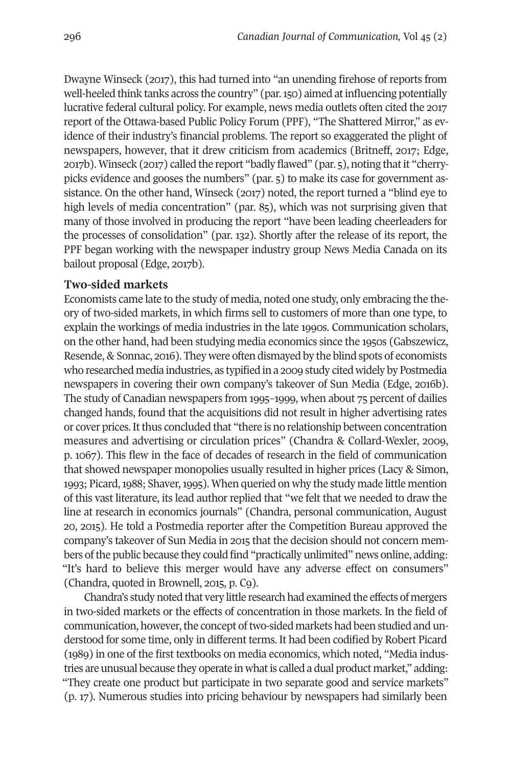Dwayne Winseck (2017), this had turned into "an unending firehose of reports from well-heeled think tanks across the country" (par. 150) aimed at influencing potentially lucrative federal cultural policy. For example, news media outlets often cited the 2017 report of the Ottawa-based Public Policy Forum (PPF), "The Shattered Mirror," as evidence of their industry's financial problems. The report so exaggerated the plight of newspapers, however, that it drew criticism from academics (Britneff, 2017; Edge, 2017b). Winseck (2017) called the report "badly flawed" (par. 5), noting that it "cherry-picks evidence and gooses the numbers" (par. 5) to make its case for government assistance. On the other hand, Winseck (2017) noted, the report turned a "blind eye to high levels of media concentration" (par. 85), which was not surprising given that many of those involved in producing the report "have been leading cheerleaders for the processes of consolidation" (par. 132). Shortly after the release of its report, the PPF began working with the newspaper industry group News Media Canada on its bailout proposal (Edge, 2017b).

### Two-sided markets

Economists came late to the study of media, noted one study, only embracing the theory of two-sided markets, in which firms sell to customers of more than one type, to explain the workings of media industries in the late 1990s. Communication scholars, on the other hand, had been studying media economics since the 1950s (Gabszewicz, Resende, & Sonnac, 2016). They were often dismayed by the blind spots of economists who researched media industries, as typified in a 2009 study cited widely by Postmedia newspapers in covering their own company's takeover of Sun Media (Edge, 2016b). The study of Canadian newspapers from 1995–1999, when about 75 percent of dailies changed hands, found that the acquisitions did not result in higher advertising rates or cover prices. It thus concluded that "there is no relationship between concentration measures and advertising or circulation prices" (Chandra & Collard-Wexler, 2009, p. 1067). This flew in the face of decades of research in the field of communication that showed newspaper monopolies usually resulted in higher prices (Lacy & Simon, 1993; Picard, 1988; Shaver, 1995). When queried on why the study made little mention of this vast literature, its lead author replied that "we felt that we needed to draw the line at research in economics journals" (Chandra, personal communication, August 20, 2015). He told a Postmedia reporter after the Competition Bureau approved the company's takeover of Sun Media in 2015 that the decision should not concern members of the public because they could find "practically unlimited" news online, adding: "It's hard to believe this merger would have any adverse effect on consumers" (Chandra, quoted in Brownell, 2015, p. C9).

Chandra's study noted that very little research had examined the effects of mergers in two-sided markets or the effects of concentration in those markets. In the field of communication, however, the concept of two-sided markets had been studied and understood for some time, only in different terms. It had been codified by Robert Picard (1989) in one of the first textbooks on media economics, which noted, "Media industries are unusual because they operate in what is called a dual product market," adding: "They create one product but participate in two separate good and service markets" (p. 17). Numerous studies into pricing behaviour by newspapers had similarly been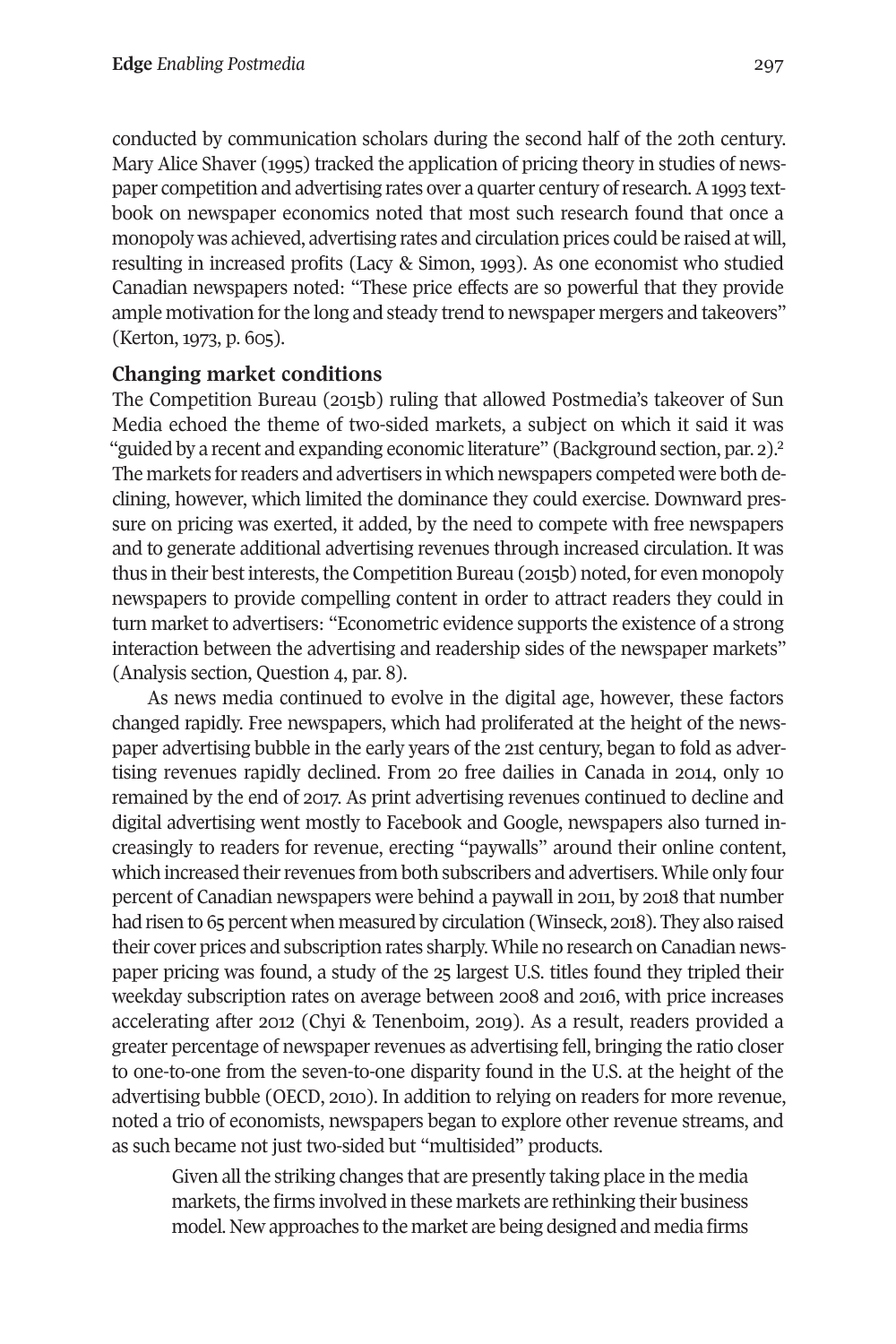conducted by communication scholars during the second half of the 20th century. Mary Alice Shaver (1995) tracked the application of pricing theory in studies of newspaper competition and advertising rates over a quarter century of research. A 1993 textbook on newspaper economics noted that most such research found that once a monopoly was achieved, advertising rates and circulation prices could be raised at will, resulting in increased profits (Lacy & Simon, 1993). As one economist who studied Canadian newspapers noted: "These price effects are so powerful that they provide ample motivation for the long and steady trend to newspaper mergers and takeovers" (Kerton, 1973, p. 605).

## Changing market conditions

The Competition Bureau (2015b) ruling that allowed Postmedia's takeover of Sun Media echoed the theme of two-sided markets, a subject on which it said it was "guided by a recent and expanding economic literature" (Background section, par. 2).[2] The markets for readers and advertisers in which newspapers competed were both declining, however, which limited the dominance they could exercise. Downward pressure on pricing was exerted, it added, by the need to compete with free newspapers and to generate additional advertising revenues through increased circulation. It was thus in their best interests, the Competition Bureau (2015b) noted, for even monopoly newspapers to provide compelling content in order to attract readers they could in turn market to advertisers: "Econometric evidence supports the existence of a strong interaction between the advertising and readership sides of the newspaper markets" (Analysis section, Question 4, par. 8).

As news media continued to evolve in the digital age, however, these factors changed rapidly. Free newspapers, which had proliferated at the height of the newspaper advertising bubble in the early years of the 21st century, began to fold as advertising revenues rapidly declined. From 20 free dailies in Canada in 2014, only 10 remained by the end of 2017. As print advertising revenues continued to decline and digital advertising went mostly to Facebook and Google, newspapers also turned increasingly to readers for revenue, erecting "paywalls" around their online content, which increased their revenues from both subscribers and advertisers. While only four percent of Canadian newspapers were behind a paywall in 2011, by 2018 that number had risen to 65 percent when measured by circulation (Winseck, 2018). They also raised their cover prices and subscription rates sharply. While no research on Canadian newspaper pricing was found, a study of the 25 largest U.S. titles found they tripled their weekday subscription rates on average between 2008 and 2016, with price increases accelerating after 2012 (Chyi & Tenenboim, 2019). As a result, readers provided a greater percentage of newspaper revenues as advertising fell, bringing the ratio closer to one-to-one from the seven-to-one disparity found in the U.S. at the height of the advertising bubble (OECD, 2010). In addition to relying on readers for more revenue, noted a trio of economists, newspapers began to explore other revenue streams, and as such became not just two-sided but "multisided" products.

> Given all the striking changes that are presently taking place in the media markets, the firms involved in these markets are rethinking their business model. New approaches to the market are being designed and media firms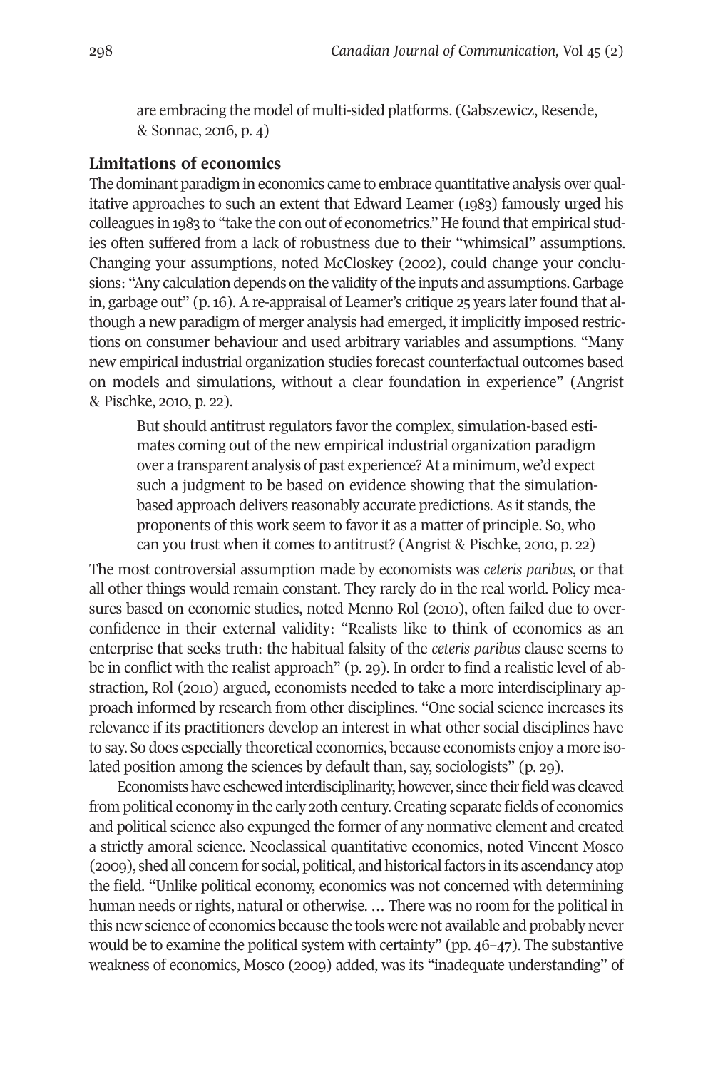are embracing the model of multi-sided platforms. (Gabszewicz, Resende, & Sonnac, 2016, p. 4)

## Limitations of economics

The dominant paradigm in economics came to embrace quantitative analysis over qualitative approaches to such an extent that Edward Leamer (1983) famously urged his colleagues in 1983 to "take the con out of econometrics." He found that empirical studies often suffered from a lack of robustness due to their "whimsical" assumptions. Changing your assumptions, noted McCloskey (2002), could change your conclusions: "Any calculation depends on the validity of the inputs and assumptions. Garbage in, garbage out" (p. 16). A re-appraisal of Leamer's critique 25 years later found that although a new paradigm of merger analysis had emerged, it implicitly imposed restrictions on consumer behaviour and used arbitrary variables and assumptions. "Many new empirical industrial organization studies forecast counterfactual outcomes based on models and simulations, without a clear foundation in experience" (Angrist & Pischke, 2010, p. 22).

> But should antitrust regulators favor the complex, simulation-based estimates coming out of the new empirical industrial organization paradigm over a transparent analysis of past experience? At a minimum, we'd expect such a judgment to be based on evidence showing that the simulation-based approach delivers reasonably accurate predictions. As it stands, the proponents of this work seem to favor it as a matter of principle. So, who can you trust when it comes to antitrust? (Angrist & Pischke, 2010, p. 22)

The most controversial assumption made by economists was *ceteris paribus*, or that all other things would remain constant. They rarely do in the real world. Policy measures based on economic studies, noted Menno Rol (2010), often failed due to overconfidence in their external validity: "Realists like to think of economics as an enterprise that seeks truth: the habitual falsity of the *ceteris paribus* clause seems to be in conflict with the realist approach" (p. 29). In order to find a realistic level of abstraction, Rol (2010) argued, economists needed to take a more interdisciplinary approach informed by research from other disciplines. "One social science increases its relevance if its practitioners develop an interest in what other social disciplines have to say. So does especially theoretical economics, because economists enjoy a more isolated position among the sciences by default than, say, sociologists" (p. 29).

Economists have eschewed interdisciplinarity, however, since their field was cleaved from political economy in the early 20th century. Creating separate fields of economics and political science also expunged the former of any normative element and created a strictly amoral science. Neoclassical quantitative economics, noted Vincent Mosco (2009), shed all concern for social, political, and historical factors in its ascendancy atop the field. "Unlike political economy, economics was not concerned with determining human needs or rights, natural or otherwise. … There was no room for the political in this new science of economics because the tools were not available and probably never would be to examine the political system with certainty" (pp. 46–47). The substantive weakness of economics, Mosco (2009) added, was its "inadequate understanding" of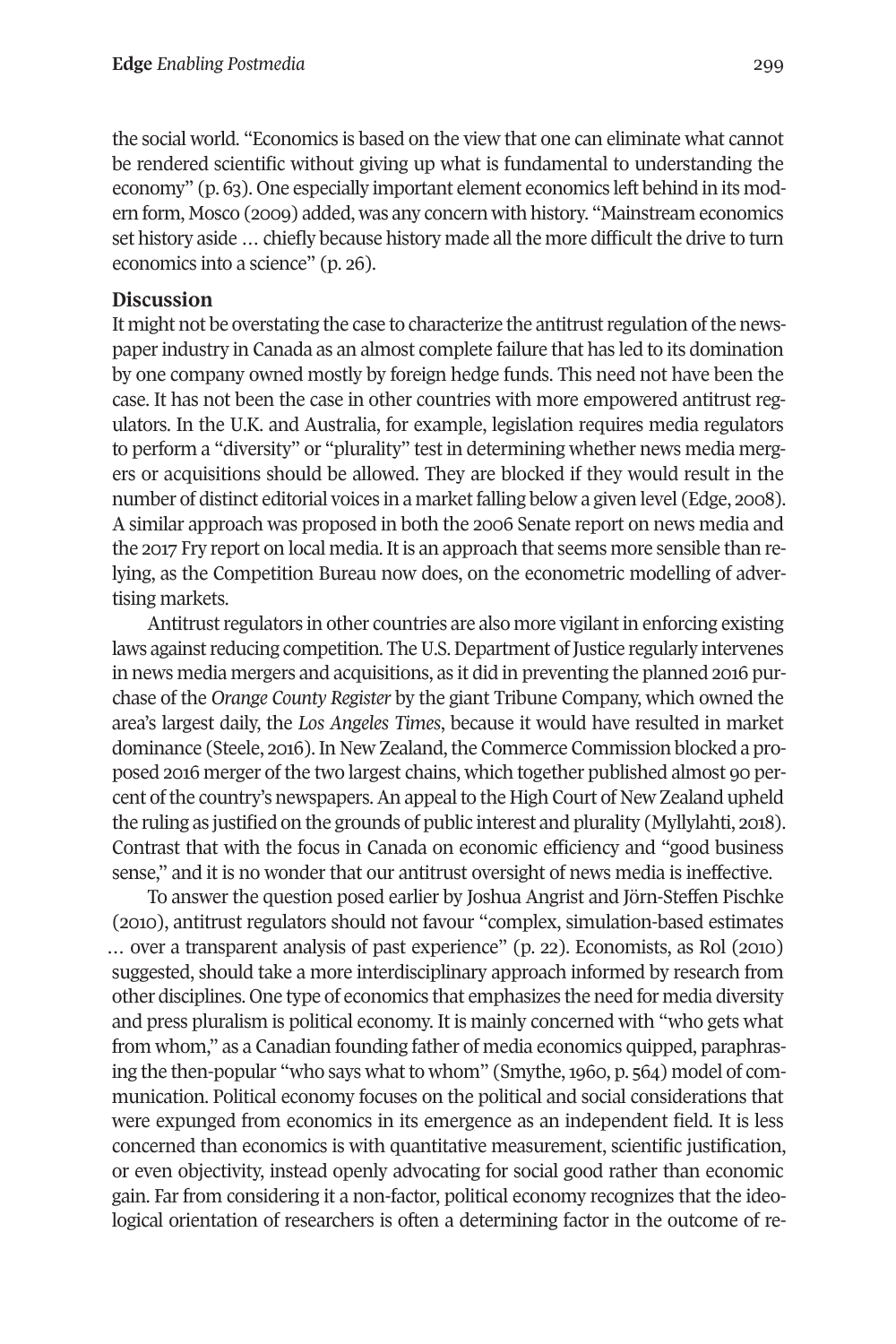the social world. "Economics is based on the view that one can eliminate what cannot be rendered scientific without giving up what is fundamental to understanding the economy" (p. 63). One especially important element economics left behind in its modern form, Mosco (2009) added, was any concern with history. "Mainstream economics set history aside … chiefly because history made all the more difficult the drive to turn economics into a science" (p. 26).

## Discussion

It might not be overstating the case to characterize the antitrust regulation of the newspaper industry in Canada as an almost complete failure that has led to its domination by one company owned mostly by foreign hedge funds. This need not have been the case. It has not been the case in other countries with more empowered antitrust regulators. In the U.K. and Australia, for example, legislation requires media regulators to perform a "diversity" or "plurality" test in determining whether news media mergers or acquisitions should be allowed. They are blocked if they would result in the number of distinct editorial voices in a market falling below a given level (Edge, 2008). A similar approach was proposed in both the 2006 Senate report on news media and the 2017 Fry report on local media. It is an approach that seems more sensible than relying, as the Competition Bureau now does, on the econometric modelling of advertising markets.

Antitrust regulators in other countries are also more vigilant in enforcing existing laws against reducing competition. The U.S. Department of Justice regularly intervenes in news media mergers and acquisitions, as it did in preventing the planned 2016 purchase of the *Orange County Register* by the giant Tribune Company, which owned the area's largest daily, the *Los Angeles Times*, because it would have resulted in market dominance (Steele, 2016). In New Zealand, the Commerce Commission blocked a proposed 2016 merger of the two largest chains, which together published almost 90 percent of the country's newspapers. An appeal to the High Court of New Zealand upheld the ruling as justified on the grounds of public interest and plurality (Myllylahti, 2018). Contrast that with the focus in Canada on economic efficiency and "good business sense," and it is no wonder that our antitrust oversight of news media is ineffective.

To answer the question posed earlier by Joshua Angrist and Jörn-Steffen Pischke (2010), antitrust regulators should not favour "complex, simulation-based estimates … over a transparent analysis of past experience" (p. 22). Economists, as Rol (2010) suggested, should take a more interdisciplinary approach informed by research from other disciplines. One type of economics that emphasizes the need for media diversity and press pluralism is political economy. It is mainly concerned with "who gets what from whom," as a Canadian founding father of media economics quipped, paraphrasing the then-popular "who says what to whom" (Smythe, 1960, p. 564) model of communication. Political economy focuses on the political and social considerations that were expunged from economics in its emergence as an independent field. It is less concerned than economics is with quantitative measurement, scientific justification, or even objectivity, instead openly advocating for social good rather than economic gain. Far from considering it a non-factor, political economy recognizes that the ideological orientation of researchers is often a determining factor in the outcome of re-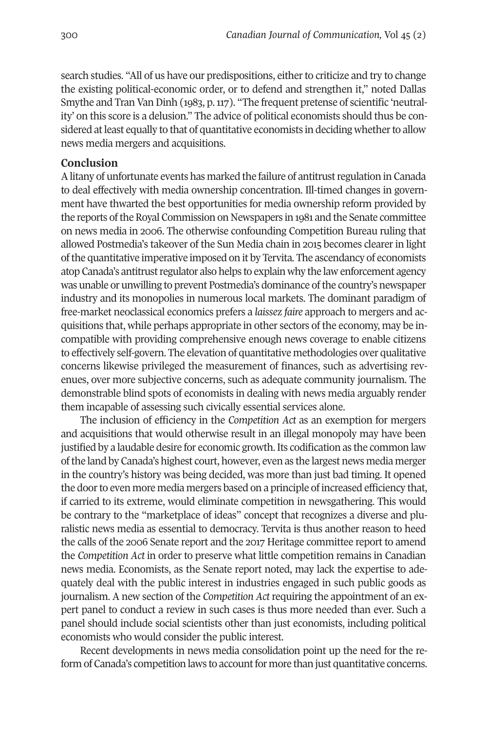search studies. "All of us have our predispositions, either to criticize and try to change the existing political-economic order, or to defend and strengthen it," noted Dallas Smythe and Tran Van Dinh (1983, p. 117). "The frequent pretense of scientific 'neutrality' on this score is a delusion." The advice of political economists should thus be considered at least equally to that of quantitative economists in deciding whether to allow news media mergers and acquisitions.

## Conclusion

A litany of unfortunate events has marked the failure of antitrust regulation in Canada to deal effectively with media ownership concentration. Ill-timed changes in government have thwarted the best opportunities for media ownership reform provided by the reports of the Royal Commission on Newspapers in 1981 and the Senate committee on news media in 2006. The otherwise confounding Competition Bureau ruling that allowed Postmedia's takeover of the Sun Media chain in 2015 becomes clearer in light of the quantitative imperative imposed on it by Tervita. The ascendancy of economists atop Canada's antitrust regulator also helps to explain why the law enforcement agency was unable or unwilling to prevent Postmedia's dominance of the country's newspaper industry and its monopolies in numerous local markets. The dominant paradigm of free-market neoclassical economics prefers a *laissez faire* approach to mergers and acquisitions that, while perhaps appropriate in other sectors of the economy, may be incompatible with providing comprehensive enough news coverage to enable citizens to effectively self-govern. The elevation of quantitative methodologies over qualitative concerns likewise privileged the measurement of finances, such as advertising revenues, over more subjective concerns, such as adequate community journalism. The demonstrable blind spots of economists in dealing with news media arguably render them incapable of assessing such civically essential services alone.

The inclusion of efficiency in the *Competition Act* as an exemption for mergers and acquisitions that would otherwise result in an illegal monopoly may have been justified by a laudable desire for economic growth. Its codification as the common law of the land by Canada's highest court, however, even as the largest news media merger in the country's history was being decided, was more than just bad timing. It opened the door to even more media mergers based on a principle of increased efficiency that, if carried to its extreme, would eliminate competition in newsgathering. This would be contrary to the "marketplace of ideas" concept that recognizes a diverse and pluralistic news media as essential to democracy. Tervita is thus another reason to heed the calls of the 2006 Senate report and the 2017 Heritage committee report to amend the *Competition Act* in order to preserve what little competition remains in Canadian news media. Economists, as the Senate report noted, may lack the expertise to adequately deal with the public interest in industries engaged in such public goods as journalism. A new section of the *Competition Act* requiring the appointment of an expert panel to conduct a review in such cases is thus more needed than ever. Such a panel should include social scientists other than just economists, including political economists who would consider the public interest.

Recent developments in news media consolidation point up the need for the reform of Canada's competition laws to account for more than just quantitative concerns.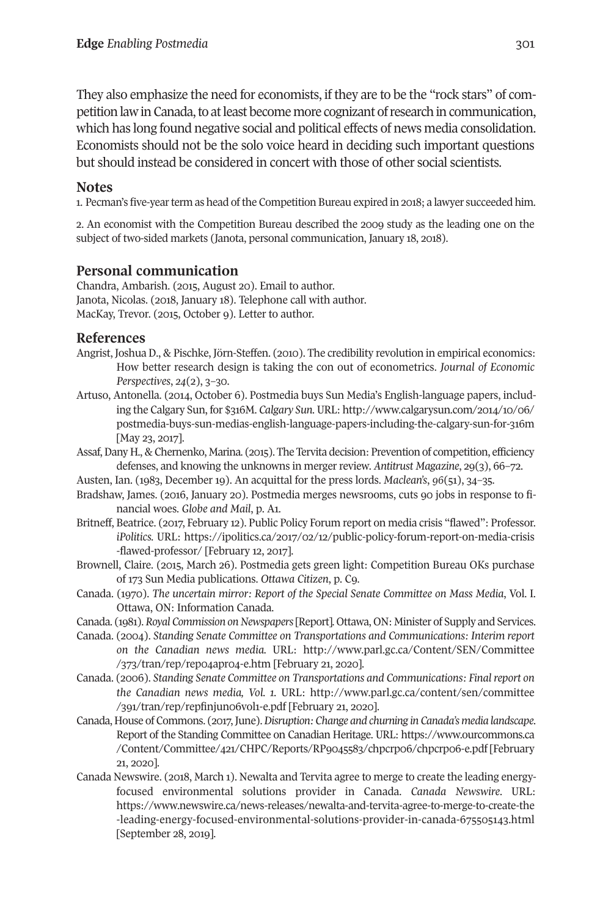They also emphasize the need for economists, if they are to be the "rock stars" of competition law in Canada, to at least become more cognizant of research in communication, which has long found negative social and political effects of news media consolidation. Economists should not be the solo voice heard in deciding such important questions but should instead be considered in concert with those of other social scientists.

## Notes

1. Pecman's five-year term as head of the Competition Bureau expired in 2018; a lawyer succeeded him.

2. An economist with the Competition Bureau described the 2009 study as the leading one on the subject of two-sided markets (Janota, personal communication, January 18, 2018).

## Personal communication

Chandra, Ambarish. (2015, August 20). Email to author.
Janota, Nicolas. (2018, January 18). Telephone call with author.
MacKay, Trevor. (2015, October 9). Letter to author.

## References

Angrist, Joshua D., & Pischke, Jörn-Steffen. (2010). The credibility revolution in empirical economics: How better research design is taking the con out of econometrics. *Journal of Economic Perspectives*, *24*(2), 3–30.

Artuso, Antonella. (2014, October 6). Postmedia buys Sun Media's English-language papers, including the Calgary Sun, for $316M. *Calgary Sun*. URL: http://www.calgarysun.com/2014/10/06/postmedia-buys-sun-medias-english-language-papers-including-the-calgary-sun-for-316m [May 23, 2017].

Assaf, Dany H., & Chernenko, Marina. (2015). The Tervita decision: Prevention of competition, efficiency defenses, and knowing the unknowns in merger review. *Antitrust Magazine*, 29(3), 66–72.

Austen, Ian. (1983, December 19). An acquittal for the press lords. *Maclean's*, *96*(51), 34–35.

Bradshaw, James. (2016, January 20). Postmedia merges newsrooms, cuts 90 jobs in response to financial woes. *Globe and Mail*, p. A1.

Britneff, Beatrice. (2017, February 12). Public Policy Forum report on media crisis "flawed": Professor. *iPolitics.* URL: https://ipolitics.ca/2017/02/12/public-policy-forum-report-on-media-crisis-flawed-professor/ [February 12, 2017].

Brownell, Claire. (2015, March 26). Postmedia gets green light: Competition Bureau OKs purchase of 173 Sun Media publications. *Ottawa Citizen*, p. C9.

Canada. (1970). *The uncertain mirror: Report of the Special Senate Committee on Mass Media*, Vol. I. Ottawa, ON: Information Canada.

Canada. (1981). *Royal Commission on Newspapers* [Report]. Ottawa, ON: Minister of Supply and Services.

Canada. (2004). *Standing Senate Committee on Transportations and Communications: Interim report on the Canadian news media.* URL: http://www.parl.gc.ca/Content/SEN/Committee/373/tran/rep/rep04apr04-e.htm [February 21, 2020].

Canada. (2006). *Standing Senate Committee on Transportations and Communications: Final report on the Canadian news media, Vol. 1.* URL: http://www.parl.gc.ca/content/sen/committee/391/tran/rep/repfinjun06vol1-e.pdf [February 21, 2020].

Canada, House of Commons. (2017, June). *Disruption: Change and churning in Canada's media landscape.* Report of the Standing Committee on Canadian Heritage. URL: https://www.ourcommons.ca/Content/Committee/421/CHPC/Reports/RP9045583/chpcrp06/chpcrp06-e.pdf [February 21, 2020].

Canada Newswire. (2018, March 1). Newalta and Tervita agree to merge to create the leading energy-focused environmental solutions provider in Canada. *Canada Newswire*. URL: https://www.newswire.ca/news-releases/newalta-and-tervita-agree-to-merge-to-create-the-leading-energy-focused-environmental-solutions-provider-in-canada-675505143.html [September 28, 2019].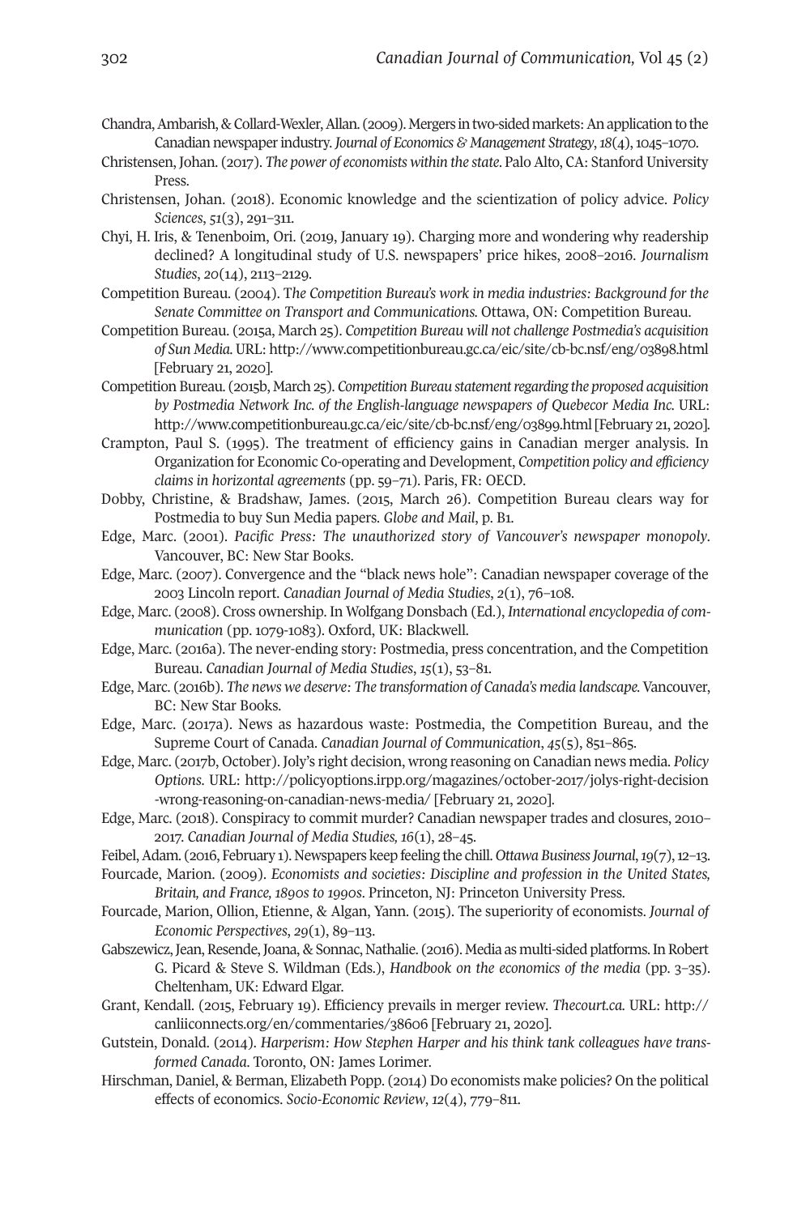Chandra, Ambarish, & Collard-Wexler, Allan. (2009). Mergers in two-sided markets: An application to the Canadian newspaper industry. *Journal of Economics & Management Strategy*, *18*(4), 1045–1070.

Christensen, Johan. (2017). *The power of economists within the state*. Palo Alto, CA: Stanford University Press.

Christensen, Johan. (2018). Economic knowledge and the scientization of policy advice. *Policy Sciences*, *51*(3), 291–311.

Chyi, H. Iris, & Tenenboim, Ori. (2019, January 19). Charging more and wondering why readership declined? A longitudinal study of U.S. newspapers' price hikes, 2008–2016. *Journalism Studies*, *20*(14), 2113–2129.

Competition Bureau. (2004). *The Competition Bureau's work in media industries: Background for the Senate Committee on Transport and Communications.* Ottawa, ON: Competition Bureau.

Competition Bureau. (2015a, March 25). *Competition Bureau will not challenge Postmedia's acquisition of Sun Media.* URL: http://www.competitionbureau.gc.ca/eic/site/cb-bc.nsf/eng/03898.html [February 21, 2020].

Competition Bureau. (2015b, March 25). *Competition Bureau statement regarding the proposed acquisition by Postmedia Network Inc. of the English-language newspapers of Quebecor Media Inc.* URL: http://www.competitionbureau.gc.ca/eic/site/cb-bc.nsf/eng/03899.html [February 21, 2020].

Crampton, Paul S. (1995). The treatment of efficiency gains in Canadian merger analysis. In Organization for Economic Co-operating and Development, *Competition policy and efficiency claims in horizontal agreements* (pp. 59–71). Paris, FR: OECD.

Dobby, Christine, & Bradshaw, James. (2015, March 26). Competition Bureau clears way for Postmedia to buy Sun Media papers. *Globe and Mail*, p. B1.

Edge, Marc. (2001). *Pacific Press: The unauthorized story of Vancouver's newspaper monopoly*. Vancouver, BC: New Star Books.

Edge, Marc. (2007). Convergence and the "black news hole": Canadian newspaper coverage of the 2003 Lincoln report. *Canadian Journal of Media Studies*, *2*(1), 76–108.

Edge, Marc. (2008). Cross ownership. In Wolfgang Donsbach (Ed.), *International encyclopedia of communication* (pp. 1079-1083). Oxford, UK: Blackwell.

Edge, Marc. (2016a). The never-ending story: Postmedia, press concentration, and the Competition Bureau. *Canadian Journal of Media Studies*, *15*(1), 53–81.

Edge, Marc. (2016b). *The news we deserve: The transformation of Canada's media landscape.* Vancouver, BC: New Star Books.

Edge, Marc. (2017a). News as hazardous waste: Postmedia, the Competition Bureau, and the Supreme Court of Canada. *Canadian Journal of Communication*, *45*(5), 851–865.

Edge, Marc. (2017b, October). Joly's right decision, wrong reasoning on Canadian news media. *Policy Options*. URL: http://policyoptions.irpp.org/magazines/october-2017/jolys-right-decision-wrong-reasoning-on-canadian-news-media/ [February 21, 2020].

Edge, Marc. (2018). Conspiracy to commit murder? Canadian newspaper trades and closures, 2010–2017. *Canadian Journal of Media Studies, 16*(1), 28–45.

Feibel, Adam. (2016, February 1). Newspapers keep feeling the chill. *Ottawa Business Journal*, *19*(7), 12–13.

Fourcade, Marion. (2009). *Economists and societies: Discipline and profession in the United States, Britain, and France, 1890s to 1990s*. Princeton, NJ: Princeton University Press.

Fourcade, Marion, Ollion, Etienne, & Algan, Yann. (2015). The superiority of economists. *Journal of Economic Perspectives*, *29*(1), 89–113.

Gabszewicz, Jean, Resende, Joana, & Sonnac, Nathalie. (2016). Media as multi-sided platforms. In Robert G. Picard & Steve S. Wildman (Eds.), *Handbook on the economics of the media* (pp. 3–35). Cheltenham, UK: Edward Elgar.

Grant, Kendall. (2015, February 19). Efficiency prevails in merger review. *Thecourt.ca.* URL: http://canliiconnects.org/en/commentaries/38606 [February 21, 2020].

Gutstein, Donald. (2014). *Harperism: How Stephen Harper and his think tank colleagues have transformed Canada*. Toronto, ON: James Lorimer.

Hirschman, Daniel, & Berman, Elizabeth Popp. (2014) Do economists make policies? On the political effects of economics. *Socio-Economic Review*, *12*(4), 779–811.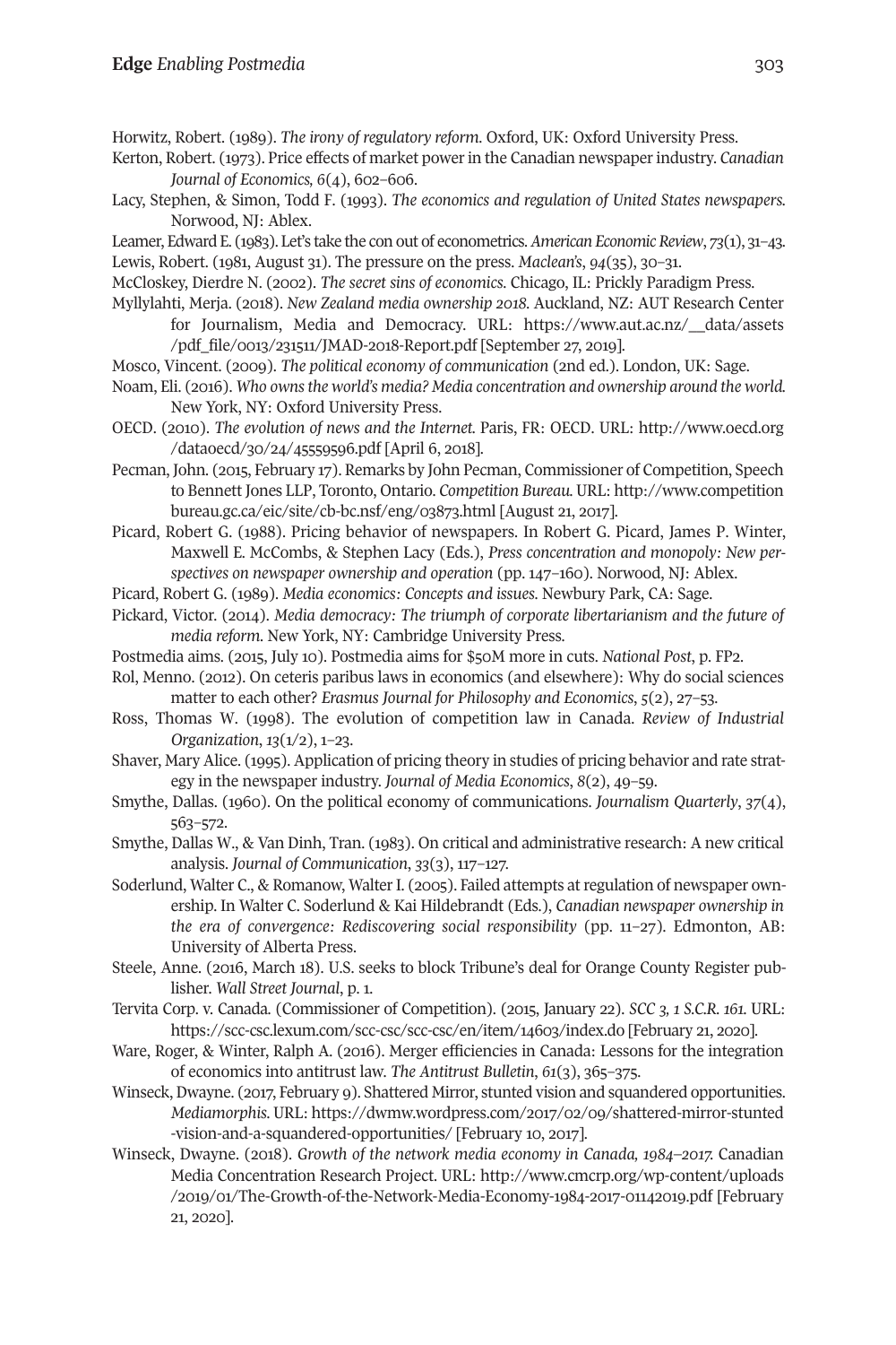Horwitz, Robert. (1989). *The irony of regulatory reform.* Oxford, UK: Oxford University Press.

Kerton, Robert. (1973). Price effects of market power in the Canadian newspaper industry. *Canadian Journal of Economics, 6*(4), 602–606.

Lacy, Stephen, & Simon, Todd F. (1993). *The economics and regulation of United States newspapers.* Norwood, NJ: Ablex.

Leamer, Edward E. (1983). Let's take the con out of econometrics. *American Economic Review*, *73*(1), 31–43.

Lewis, Robert. (1981, August 31). The pressure on the press. *Maclean's*, *94*(35), 30–31.

McCloskey, Dierdre N. (2002). *The secret sins of economics.* Chicago, IL: Prickly Paradigm Press.

Myllylahti, Merja. (2018). *New Zealand media ownership 2018.* Auckland, NZ: AUT Research Center for Journalism, Media and Democracy. URL: https://www.aut.ac.nz/__data/assets/pdf_file/0013/231511/JMAD-2018-Report.pdf [September 27, 2019].

Mosco, Vincent. (2009). *The political economy of communication* (2nd ed.). London, UK: Sage.

Noam, Eli. (2016). *Who owns the world's media? Media concentration and ownership around the world.* New York, NY: Oxford University Press.

OECD. (2010). *The evolution of news and the Internet.* Paris, FR: OECD. URL: http://www.oecd.org/dataoecd/30/24/45559596.pdf [April 6, 2018].

Pecman, John. (2015, February 17). Remarks by John Pecman, Commissioner of Competition, Speech to Bennett Jones LLP, Toronto, Ontario. *Competition Bureau.* URL: http://www.competitionbureau.gc.ca/eic/site/cb-bc.nsf/eng/03873.html [August 21, 2017].

Picard, Robert G. (1988). Pricing behavior of newspapers. In Robert G. Picard, James P. Winter, Maxwell E. McCombs, & Stephen Lacy (Eds.), *Press concentration and monopoly: New perspectives on newspaper ownership and operation* (pp. 147–160). Norwood, NJ: Ablex.

Picard, Robert G. (1989). *Media economics: Concepts and issues*. Newbury Park, CA: Sage.

Pickard, Victor. (2014). *Media democracy: The triumph of corporate libertarianism and the future of media reform.* New York, NY: Cambridge University Press.

Postmedia aims. (2015, July 10). Postmedia aims for $50M more in cuts. *National Post*, p. FP2.

Rol, Menno. (2012). On ceteris paribus laws in economics (and elsewhere): Why do social sciences matter to each other? *Erasmus Journal for Philosophy and Economics*, *5*(2), 27–53.

Ross, Thomas W. (1998). The evolution of competition law in Canada. *Review of Industrial Organization*, *13*(1/2), 1–23.

Shaver, Mary Alice. (1995). Application of pricing theory in studies of pricing behavior and rate strategy in the newspaper industry. *Journal of Media Economics*, *8*(2), 49–59.

Smythe, Dallas. (1960). On the political economy of communications. *Journalism Quarterly*, *37*(4), 563–572.

Smythe, Dallas W., & Van Dinh, Tran. (1983). On critical and administrative research: A new critical analysis. *Journal of Communication*, *33*(3), 117–127.

Soderlund, Walter C., & Romanow, Walter I. (2005). Failed attempts at regulation of newspaper ownership. In Walter C. Soderlund & Kai Hildebrandt (Eds.), *Canadian newspaper ownership in the era of convergence: Rediscovering social responsibility* (pp. 11–27). Edmonton, AB: University of Alberta Press.

Steele, Anne. (2016, March 18). U.S. seeks to block Tribune's deal for Orange County Register publisher. *Wall Street Journal*, p. 1.

Tervita Corp. v. Canada. (Commissioner of Competition). (2015, January 22). *SCC 3, 1 S.C.R. 161.* URL: https://scc-csc.lexum.com/scc-csc/scc-csc/en/item/14603/index.do [February 21, 2020].

Ware, Roger, & Winter, Ralph A. (2016). Merger efficiencies in Canada: Lessons for the integration of economics into antitrust law. *The Antitrust Bulletin*, *61*(3), 365–375.

Winseck, Dwayne. (2017, February 9). Shattered Mirror, stunted vision and squandered opportunities. *Mediamorphis.* URL: https://dwmw.wordpress.com/2017/02/09/shattered-mirror-stunted-vision-and-a-squandered-opportunities/ [February 10, 2017].

Winseck, Dwayne. (2018). *Growth of the network media economy in Canada, 1984–2017.* Canadian Media Concentration Research Project. URL: http://www.cmcrp.org/wp-content/uploads/2019/01/The-Growth-of-the-Network-Media-Economy-1984-2017-01142019.pdf [February 21, 2020].